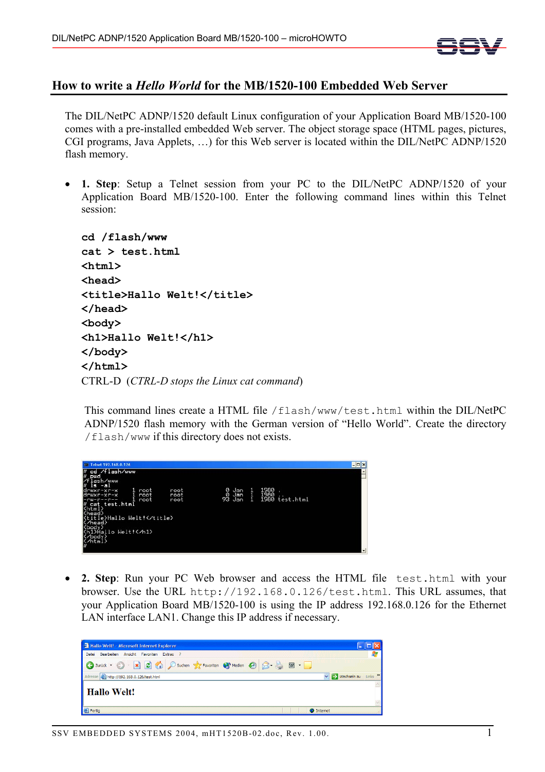# How to write a *Hello World* for the MB/1520-100 Embedded Web Server

The DIL/NetPC ADNP/1520 default Linux configuration of your Application Board MB/1520-100 comes with a pre-installed embedded Web server. The object storage space (HTML pages, pictures, CGI programs, Java Applets, …) for this Web server is located within the DIL/NetPC ADNP/1520 flash memory.

- **1. Step**: Setup a Telnet session from your PC to the DIL/NetPC ADNP/1520 of your Application Board MB/1520-100. Enter the following command lines within this Telnet session:

  ```
  cd /flash/www
  cat > test.html
  <html>
  <head>
  <title>Hallo Welt!</title>
  </head>
  <body>
  <h1>Hallo Welt!</h1>
  </body>
  </html>
  ```

  CTRL-D (*CTRL-D stops the Linux cat command*)

  This command lines create a HTML file `/flash/www/test.html` within the DIL/NetPC ADNP/1520 flash memory with the German version of "Hello World". Create the directory `/flash/www` if this directory does not exists.

- **2. Step**: Run your PC Web browser and access the HTML file `test.html` with your browser. Use the URL `http://192.168.0.126/test.html`. This URL assumes, that your Application Board MB/1520-100 is using the IP address 192.168.0.126 for the Ethernet LAN interface LAN1. Change this IP address if necessary.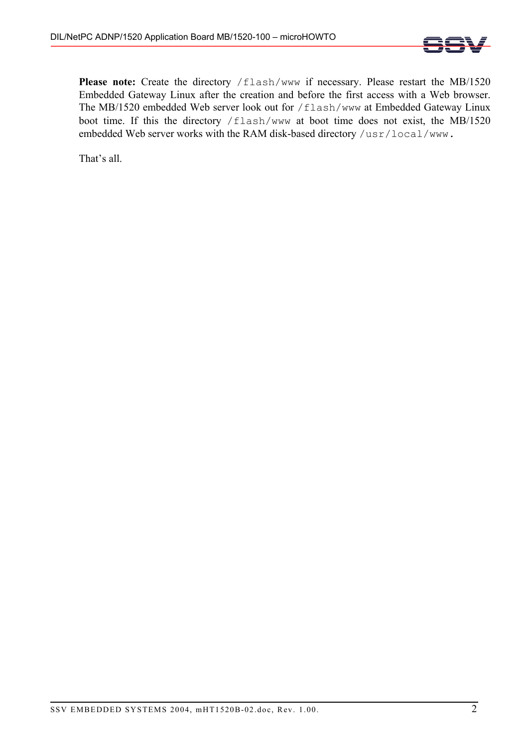**Please note:** Create the directory `/flash/www` if necessary. Please restart the MB/1520 Embedded Gateway Linux after the creation and before the first access with a Web browser. The MB/1520 embedded Web server look out for `/flash/www` at Embedded Gateway Linux boot time. If this the directory `/flash/www` at boot time does not exist, the MB/1520 embedded Web server works with the RAM disk-based directory `/usr/local/www.`

That's all.